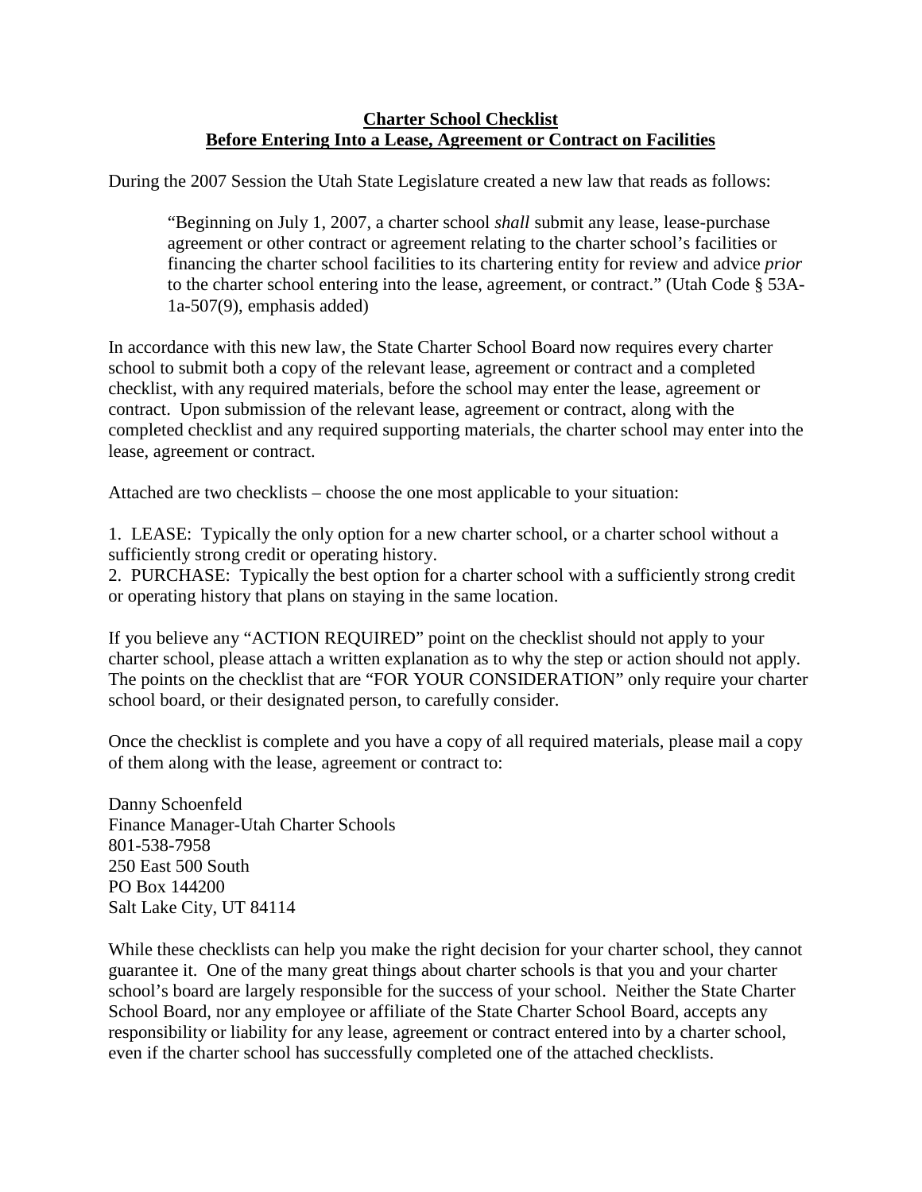**Charter School Checklist**
**Before Entering Into a Lease, Agreement or Contract on Facilities**

During the 2007 Session the Utah State Legislature created a new law that reads as follows:

> "Beginning on July 1, 2007, a charter school *shall* submit any lease, lease-purchase agreement or other contract or agreement relating to the charter school's facilities or financing the charter school facilities to its chartering entity for review and advice *prior* to the charter school entering into the lease, agreement, or contract." (Utah Code § 53A-1a-507(9), emphasis added)

In accordance with this new law, the State Charter School Board now requires every charter school to submit both a copy of the relevant lease, agreement or contract and a completed checklist, with any required materials, before the school may enter the lease, agreement or contract. Upon submission of the relevant lease, agreement or contract, along with the completed checklist and any required supporting materials, the charter school may enter into the lease, agreement or contract.

Attached are two checklists – choose the one most applicable to your situation:

1. LEASE: Typically the only option for a new charter school, or a charter school without a sufficiently strong credit or operating history.
2. PURCHASE: Typically the best option for a charter school with a sufficiently strong credit or operating history that plans on staying in the same location.

If you believe any "ACTION REQUIRED" point on the checklist should not apply to your charter school, please attach a written explanation as to why the step or action should not apply. The points on the checklist that are "FOR YOUR CONSIDERATION" only require your charter school board, or their designated person, to carefully consider.

Once the checklist is complete and you have a copy of all required materials, please mail a copy of them along with the lease, agreement or contract to:

Danny Schoenfeld
Finance Manager-Utah Charter Schools
801-538-7958
250 East 500 South
PO Box 144200
Salt Lake City, UT 84114

While these checklists can help you make the right decision for your charter school, they cannot guarantee it. One of the many great things about charter schools is that you and your charter school's board are largely responsible for the success of your school. Neither the State Charter School Board, nor any employee or affiliate of the State Charter School Board, accepts any responsibility or liability for any lease, agreement or contract entered into by a charter school, even if the charter school has successfully completed one of the attached checklists.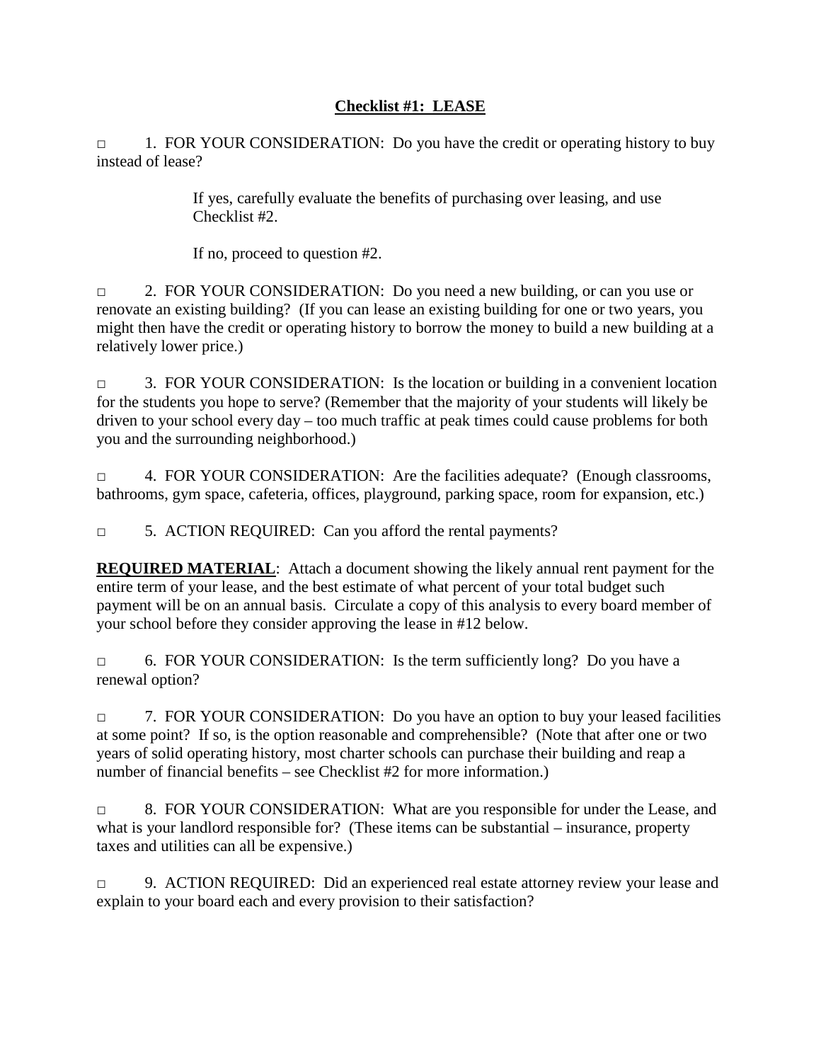## Checklist #1: LEASE

□ 1. FOR YOUR CONSIDERATION: Do you have the credit or operating history to buy instead of lease?

> If yes, carefully evaluate the benefits of purchasing over leasing, and use Checklist #2.
>
> If no, proceed to question #2.

□ 2. FOR YOUR CONSIDERATION: Do you need a new building, or can you use or renovate an existing building? (If you can lease an existing building for one or two years, you might then have the credit or operating history to borrow the money to build a new building at a relatively lower price.)

□ 3. FOR YOUR CONSIDERATION: Is the location or building in a convenient location for the students you hope to serve? (Remember that the majority of your students will likely be driven to your school every day – too much traffic at peak times could cause problems for both you and the surrounding neighborhood.)

□ 4. FOR YOUR CONSIDERATION: Are the facilities adequate? (Enough classrooms, bathrooms, gym space, cafeteria, offices, playground, parking space, room for expansion, etc.)

□ 5. ACTION REQUIRED: Can you afford the rental payments?

**REQUIRED MATERIAL**: Attach a document showing the likely annual rent payment for the entire term of your lease, and the best estimate of what percent of your total budget such payment will be on an annual basis. Circulate a copy of this analysis to every board member of your school before they consider approving the lease in #12 below.

□ 6. FOR YOUR CONSIDERATION: Is the term sufficiently long? Do you have a renewal option?

□ 7. FOR YOUR CONSIDERATION: Do you have an option to buy your leased facilities at some point? If so, is the option reasonable and comprehensible? (Note that after one or two years of solid operating history, most charter schools can purchase their building and reap a number of financial benefits – see Checklist #2 for more information.)

□ 8. FOR YOUR CONSIDERATION: What are you responsible for under the Lease, and what is your landlord responsible for? (These items can be substantial – insurance, property taxes and utilities can all be expensive.)

□ 9. ACTION REQUIRED: Did an experienced real estate attorney review your lease and explain to your board each and every provision to their satisfaction?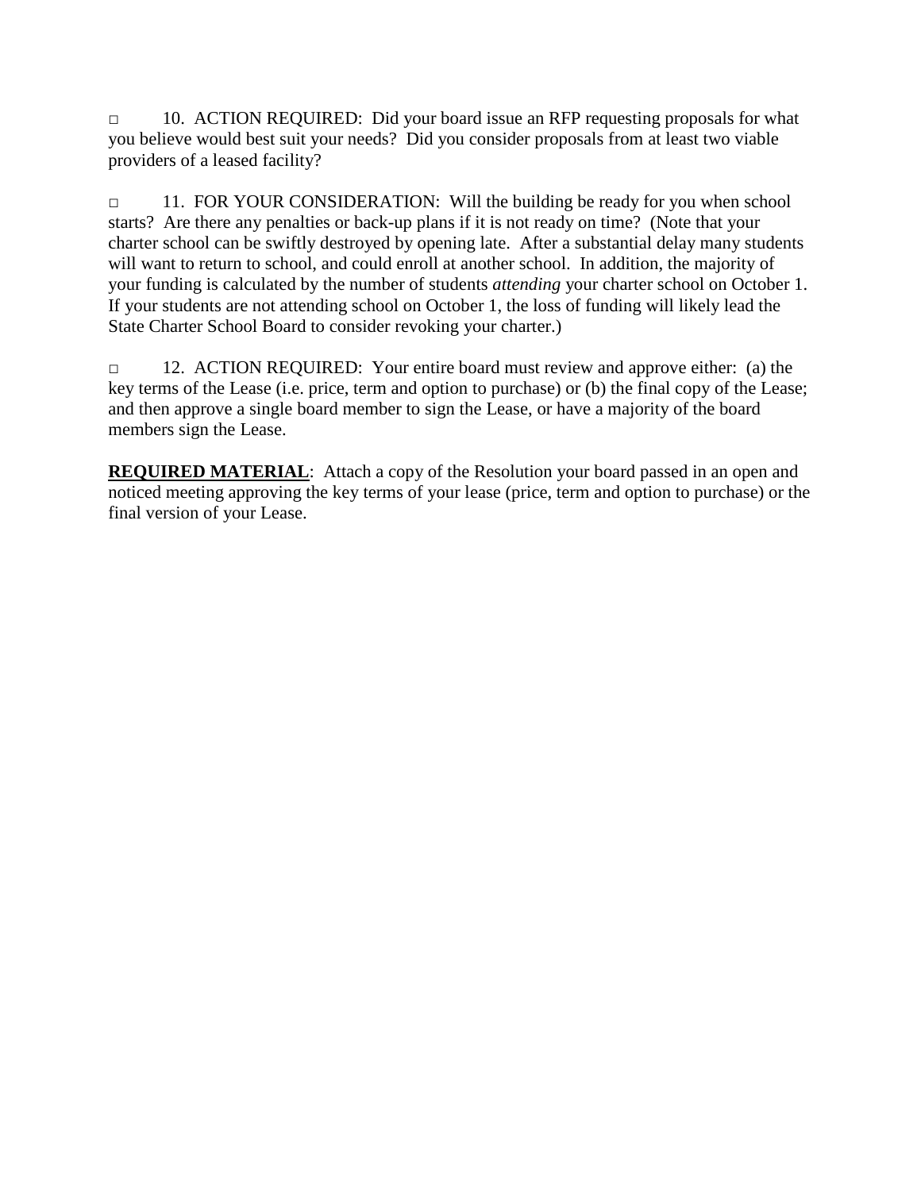□ 10. ACTION REQUIRED: Did your board issue an RFP requesting proposals for what you believe would best suit your needs? Did you consider proposals from at least two viable providers of a leased facility?

□ 11. FOR YOUR CONSIDERATION: Will the building be ready for you when school starts? Are there any penalties or back-up plans if it is not ready on time? (Note that your charter school can be swiftly destroyed by opening late. After a substantial delay many students will want to return to school, and could enroll at another school. In addition, the majority of your funding is calculated by the number of students *attending* your charter school on October 1. If your students are not attending school on October 1, the loss of funding will likely lead the State Charter School Board to consider revoking your charter.)

□ 12. ACTION REQUIRED: Your entire board must review and approve either: (a) the key terms of the Lease (i.e. price, term and option to purchase) or (b) the final copy of the Lease; and then approve a single board member to sign the Lease, or have a majority of the board members sign the Lease.

**REQUIRED MATERIAL**: Attach a copy of the Resolution your board passed in an open and noticed meeting approving the key terms of your lease (price, term and option to purchase) or the final version of your Lease.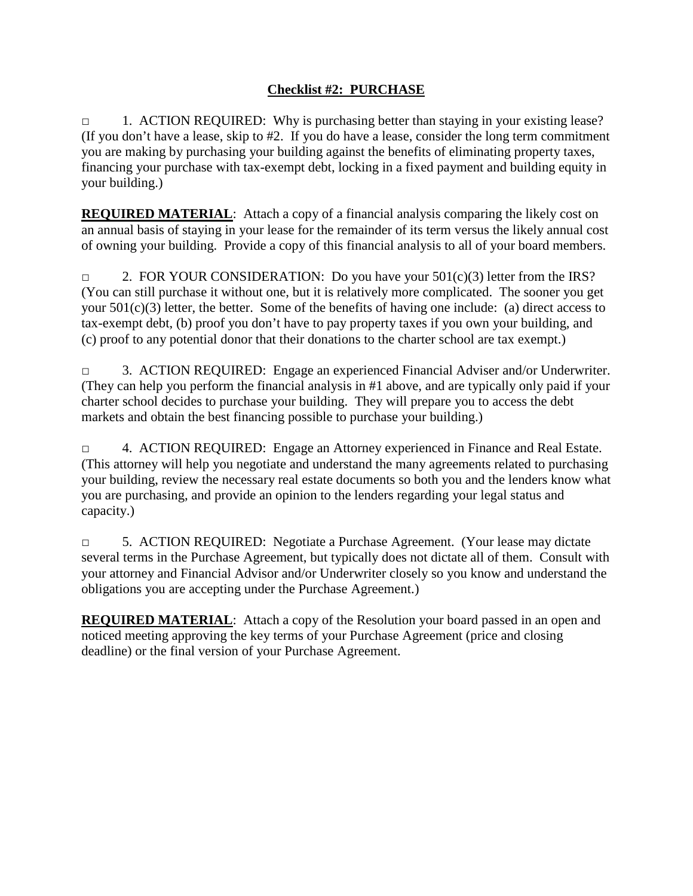## Checklist #2: PURCHASE

□ 1. ACTION REQUIRED: Why is purchasing better than staying in your existing lease? (If you don't have a lease, skip to #2. If you do have a lease, consider the long term commitment you are making by purchasing your building against the benefits of eliminating property taxes, financing your purchase with tax-exempt debt, locking in a fixed payment and building equity in your building.)

**REQUIRED MATERIAL**: Attach a copy of a financial analysis comparing the likely cost on an annual basis of staying in your lease for the remainder of its term versus the likely annual cost of owning your building. Provide a copy of this financial analysis to all of your board members.

□ 2. FOR YOUR CONSIDERATION: Do you have your 501(c)(3) letter from the IRS? (You can still purchase it without one, but it is relatively more complicated. The sooner you get your 501(c)(3) letter, the better. Some of the benefits of having one include: (a) direct access to tax-exempt debt, (b) proof you don't have to pay property taxes if you own your building, and (c) proof to any potential donor that their donations to the charter school are tax exempt.)

□ 3. ACTION REQUIRED: Engage an experienced Financial Adviser and/or Underwriter. (They can help you perform the financial analysis in #1 above, and are typically only paid if your charter school decides to purchase your building. They will prepare you to access the debt markets and obtain the best financing possible to purchase your building.)

□ 4. ACTION REQUIRED: Engage an Attorney experienced in Finance and Real Estate. (This attorney will help you negotiate and understand the many agreements related to purchasing your building, review the necessary real estate documents so both you and the lenders know what you are purchasing, and provide an opinion to the lenders regarding your legal status and capacity.)

□ 5. ACTION REQUIRED: Negotiate a Purchase Agreement. (Your lease may dictate several terms in the Purchase Agreement, but typically does not dictate all of them. Consult with your attorney and Financial Advisor and/or Underwriter closely so you know and understand the obligations you are accepting under the Purchase Agreement.)

**REQUIRED MATERIAL**: Attach a copy of the Resolution your board passed in an open and noticed meeting approving the key terms of your Purchase Agreement (price and closing deadline) or the final version of your Purchase Agreement.